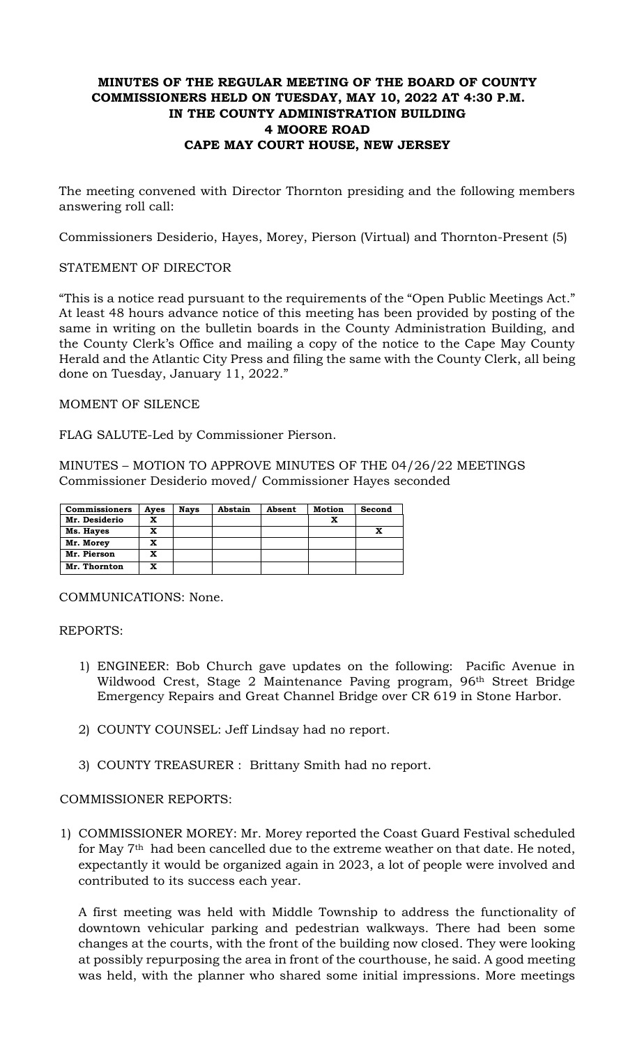# MINUTES OF THE REGULAR MEETING OF THE BOARD OF COUNTY COMMISSIONERS HELD ON TUESDAY, MAY 10, 2022 AT 4:30 P.M. IN THE COUNTY ADMINISTRATION BUILDING 4 MOORE ROAD CAPE MAY COURT HOUSE, NEW JERSEY

The meeting convened with Director Thornton presiding and the following members answering roll call:

Commissioners Desiderio, Hayes, Morey, Pierson (Virtual) and Thornton-Present (5)

STATEMENT OF DIRECTOR

"This is a notice read pursuant to the requirements of the "Open Public Meetings Act." At least 48 hours advance notice of this meeting has been provided by posting of the same in writing on the bulletin boards in the County Administration Building, and the County Clerk's Office and mailing a copy of the notice to the Cape May County Herald and the Atlantic City Press and filing the same with the County Clerk, all being done on Tuesday, January 11, 2022."

MOMENT OF SILENCE

FLAG SALUTE-Led by Commissioner Pierson.

MINUTES – MOTION TO APPROVE MINUTES OF THE 04/26/22 MEETINGS
Commissioner Desiderio moved/ Commissioner Hayes seconded

| Commissioners | Ayes | Nays | Abstain | Absent | Motion | Second |
|---|---|---|---|---|---|---|
| Mr. Desiderio | X | | | | X | |
| Ms. Hayes | X | | | | | X |
| Mr. Morey | X | | | | | |
| Mr. Pierson | X | | | | | |
| Mr. Thornton | X | | | | | |

COMMUNICATIONS: None.

REPORTS:

1) ENGINEER: Bob Church gave updates on the following: Pacific Avenue in Wildwood Crest, Stage 2 Maintenance Paving program, 96th Street Bridge Emergency Repairs and Great Channel Bridge over CR 619 in Stone Harbor.

2) COUNTY COUNSEL: Jeff Lindsay had no report.

3) COUNTY TREASURER : Brittany Smith had no report.

COMMISSIONER REPORTS:

1) COMMISSIONER MOREY: Mr. Morey reported the Coast Guard Festival scheduled for May 7th had been cancelled due to the extreme weather on that date. He noted, expectantly it would be organized again in 2023, a lot of people were involved and contributed to its success each year.

   A first meeting was held with Middle Township to address the functionality of downtown vehicular parking and pedestrian walkways. There had been some changes at the courts, with the front of the building now closed. They were looking at possibly repurposing the area in front of the courthouse, he said. A good meeting was held, with the planner who shared some initial impressions. More meetings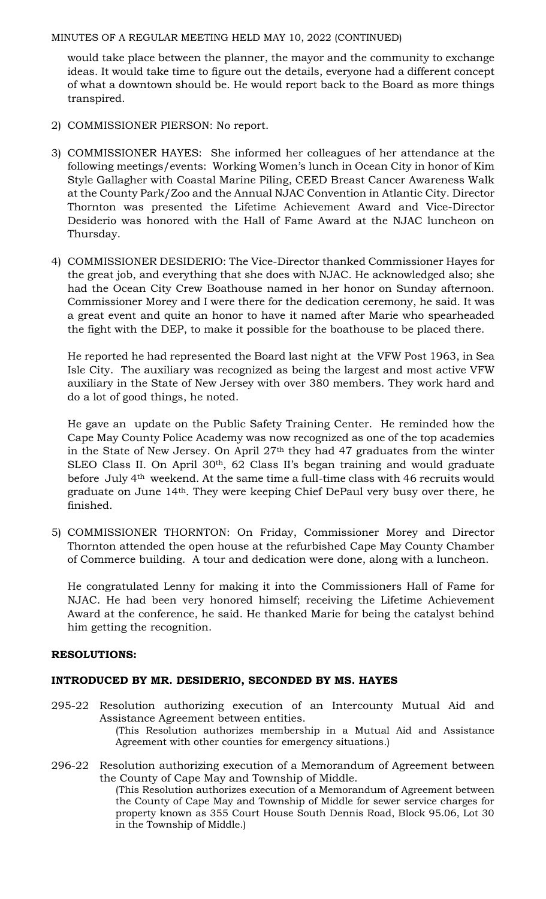would take place between the planner, the mayor and the community to exchange ideas. It would take time to figure out the details, everyone had a different concept of what a downtown should be. He would report back to the Board as more things transpired.

2) COMMISSIONER PIERSON: No report.

3) COMMISSIONER HAYES: She informed her colleagues of her attendance at the following meetings/events: Working Women's lunch in Ocean City in honor of Kim Style Gallagher with Coastal Marine Piling, CEED Breast Cancer Awareness Walk at the County Park/Zoo and the Annual NJAC Convention in Atlantic City. Director Thornton was presented the Lifetime Achievement Award and Vice-Director Desiderio was honored with the Hall of Fame Award at the NJAC luncheon on Thursday.

4) COMMISSIONER DESIDERIO: The Vice-Director thanked Commissioner Hayes for the great job, and everything that she does with NJAC. He acknowledged also; she had the Ocean City Crew Boathouse named in her honor on Sunday afternoon. Commissioner Morey and I were there for the dedication ceremony, he said. It was a great event and quite an honor to have it named after Marie who spearheaded the fight with the DEP, to make it possible for the boathouse to be placed there.

   He reported he had represented the Board last night at the VFW Post 1963, in Sea Isle City. The auxiliary was recognized as being the largest and most active VFW auxiliary in the State of New Jersey with over 380 members. They work hard and do a lot of good things, he noted.

   He gave an update on the Public Safety Training Center. He reminded how the Cape May County Police Academy was now recognized as one of the top academies in the State of New Jersey. On April 27th they had 47 graduates from the winter SLEO Class II. On April 30th, 62 Class II's began training and would graduate before July 4th weekend. At the same time a full-time class with 46 recruits would graduate on June 14th. They were keeping Chief DePaul very busy over there, he finished.

5) COMMISSIONER THORNTON: On Friday, Commissioner Morey and Director Thornton attended the open house at the refurbished Cape May County Chamber of Commerce building. A tour and dedication were done, along with a luncheon.

   He congratulated Lenny for making it into the Commissioners Hall of Fame for NJAC. He had been very honored himself; receiving the Lifetime Achievement Award at the conference, he said. He thanked Marie for being the catalyst behind him getting the recognition.

**RESOLUTIONS:**

**INTRODUCED BY MR. DESIDERIO, SECONDED BY MS. HAYES**

295-22 Resolution authorizing execution of an Intercounty Mutual Aid and Assistance Agreement between entities.
(This Resolution authorizes membership in a Mutual Aid and Assistance Agreement with other counties for emergency situations.)

296-22 Resolution authorizing execution of a Memorandum of Agreement between the County of Cape May and Township of Middle.
(This Resolution authorizes execution of a Memorandum of Agreement between the County of Cape May and Township of Middle for sewer service charges for property known as 355 Court House South Dennis Road, Block 95.06, Lot 30 in the Township of Middle.)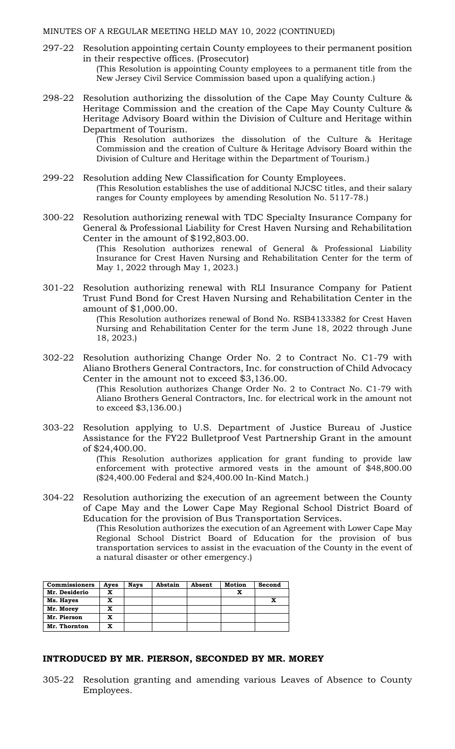MINUTES OF A REGULAR MEETING HELD MAY 10, 2022 (CONTINUED)

297-22 Resolution appointing certain County employees to their permanent position in their respective offices. (Prosecutor)

(This Resolution is appointing County employees to a permanent title from the New Jersey Civil Service Commission based upon a qualifying action.)

298-22 Resolution authorizing the dissolution of the Cape May County Culture & Heritage Commission and the creation of the Cape May County Culture & Heritage Advisory Board within the Division of Culture and Heritage within Department of Tourism.

(This Resolution authorizes the dissolution of the Culture & Heritage Commission and the creation of Culture & Heritage Advisory Board within the Division of Culture and Heritage within the Department of Tourism.)

299-22 Resolution adding New Classification for County Employees.

(This Resolution establishes the use of additional NJCSC titles, and their salary ranges for County employees by amending Resolution No. 5117-78.)

300-22 Resolution authorizing renewal with TDC Specialty Insurance Company for General & Professional Liability for Crest Haven Nursing and Rehabilitation Center in the amount of $192,803.00.

(This Resolution authorizes renewal of General & Professional Liability Insurance for Crest Haven Nursing and Rehabilitation Center for the term of May 1, 2022 through May 1, 2023.)

301-22 Resolution authorizing renewal with RLI Insurance Company for Patient Trust Fund Bond for Crest Haven Nursing and Rehabilitation Center in the amount of $1,000.00.

(This Resolution authorizes renewal of Bond No. RSB4133382 for Crest Haven Nursing and Rehabilitation Center for the term June 18, 2022 through June 18, 2023.)

302-22 Resolution authorizing Change Order No. 2 to Contract No. C1-79 with Aliano Brothers General Contractors, Inc. for construction of Child Advocacy Center in the amount not to exceed $3,136.00.

(This Resolution authorizes Change Order No. 2 to Contract No. C1-79 with Aliano Brothers General Contractors, Inc. for electrical work in the amount not to exceed $3,136.00.)

303-22 Resolution applying to U.S. Department of Justice Bureau of Justice Assistance for the FY22 Bulletproof Vest Partnership Grant in the amount of $24,400.00.

(This Resolution authorizes application for grant funding to provide law enforcement with protective armored vests in the amount of $48,800.00 ($24,400.00 Federal and $24,400.00 In-Kind Match.)

304-22 Resolution authorizing the execution of an agreement between the County of Cape May and the Lower Cape May Regional School District Board of Education for the provision of Bus Transportation Services.

(This Resolution authorizes the execution of an Agreement with Lower Cape May Regional School District Board of Education for the provision of bus transportation services to assist in the evacuation of the County in the event of a natural disaster or other emergency.)

| Commissioners | Ayes | Nays | Abstain | Absent | Motion | Second |
|---|---|---|---|---|---|---|
| Mr. Desiderio | X | | | | X | |
| Ms. Hayes | X | | | | | X |
| Mr. Morey | X | | | | | |
| Mr. Pierson | X | | | | | |
| Mr. Thornton | X | | | | | |

**INTRODUCED BY MR. PIERSON, SECONDED BY MR. MOREY**

305-22 Resolution granting and amending various Leaves of Absence to County Employees.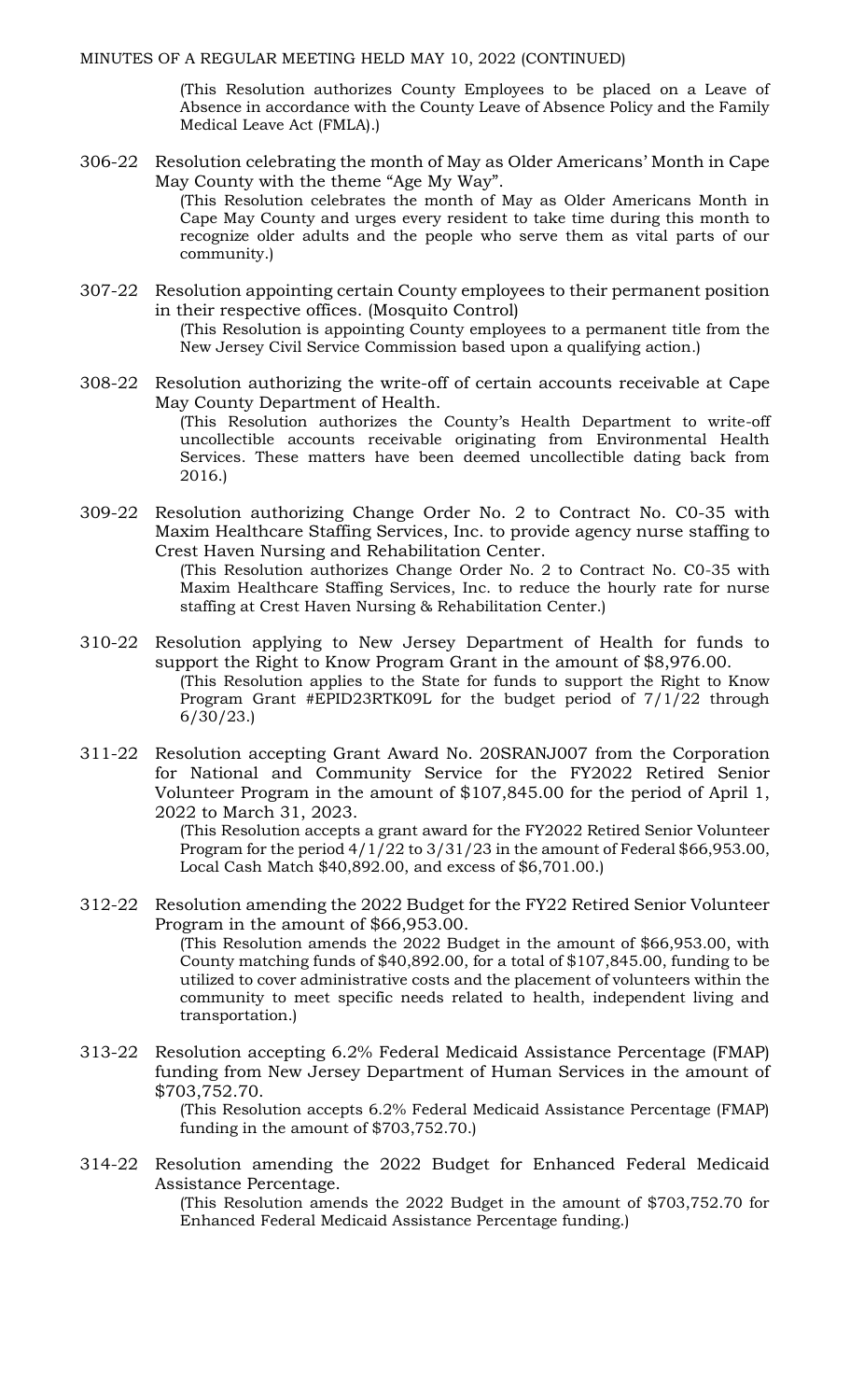(This Resolution authorizes County Employees to be placed on a Leave of Absence in accordance with the County Leave of Absence Policy and the Family Medical Leave Act (FMLA).)

306-22 Resolution celebrating the month of May as Older Americans' Month in Cape May County with the theme "Age My Way".

(This Resolution celebrates the month of May as Older Americans Month in Cape May County and urges every resident to take time during this month to recognize older adults and the people who serve them as vital parts of our community.)

307-22 Resolution appointing certain County employees to their permanent position in their respective offices. (Mosquito Control)

(This Resolution is appointing County employees to a permanent title from the New Jersey Civil Service Commission based upon a qualifying action.)

308-22 Resolution authorizing the write-off of certain accounts receivable at Cape May County Department of Health.

(This Resolution authorizes the County's Health Department to write-off uncollectible accounts receivable originating from Environmental Health Services. These matters have been deemed uncollectible dating back from 2016.)

309-22 Resolution authorizing Change Order No. 2 to Contract No. C0-35 with Maxim Healthcare Staffing Services, Inc. to provide agency nurse staffing to Crest Haven Nursing and Rehabilitation Center.

(This Resolution authorizes Change Order No. 2 to Contract No. C0-35 with Maxim Healthcare Staffing Services, Inc. to reduce the hourly rate for nurse staffing at Crest Haven Nursing & Rehabilitation Center.)

310-22 Resolution applying to New Jersey Department of Health for funds to support the Right to Know Program Grant in the amount of $8,976.00.

(This Resolution applies to the State for funds to support the Right to Know Program Grant #EPID23RTK09L for the budget period of 7/1/22 through 6/30/23.)

311-22 Resolution accepting Grant Award No. 20SRANJ007 from the Corporation for National and Community Service for the FY2022 Retired Senior Volunteer Program in the amount of $107,845.00 for the period of April 1, 2022 to March 31, 2023.

(This Resolution accepts a grant award for the FY2022 Retired Senior Volunteer Program for the period 4/1/22 to 3/31/23 in the amount of Federal $66,953.00, Local Cash Match $40,892.00, and excess of $6,701.00.)

312-22 Resolution amending the 2022 Budget for the FY22 Retired Senior Volunteer Program in the amount of $66,953.00.

(This Resolution amends the 2022 Budget in the amount of $66,953.00, with County matching funds of $40,892.00, for a total of $107,845.00, funding to be utilized to cover administrative costs and the placement of volunteers within the community to meet specific needs related to health, independent living and transportation.)

313-22 Resolution accepting 6.2% Federal Medicaid Assistance Percentage (FMAP) funding from New Jersey Department of Human Services in the amount of $703,752.70.

(This Resolution accepts 6.2% Federal Medicaid Assistance Percentage (FMAP) funding in the amount of $703,752.70.)

314-22 Resolution amending the 2022 Budget for Enhanced Federal Medicaid Assistance Percentage.

(This Resolution amends the 2022 Budget in the amount of $703,752.70 for Enhanced Federal Medicaid Assistance Percentage funding.)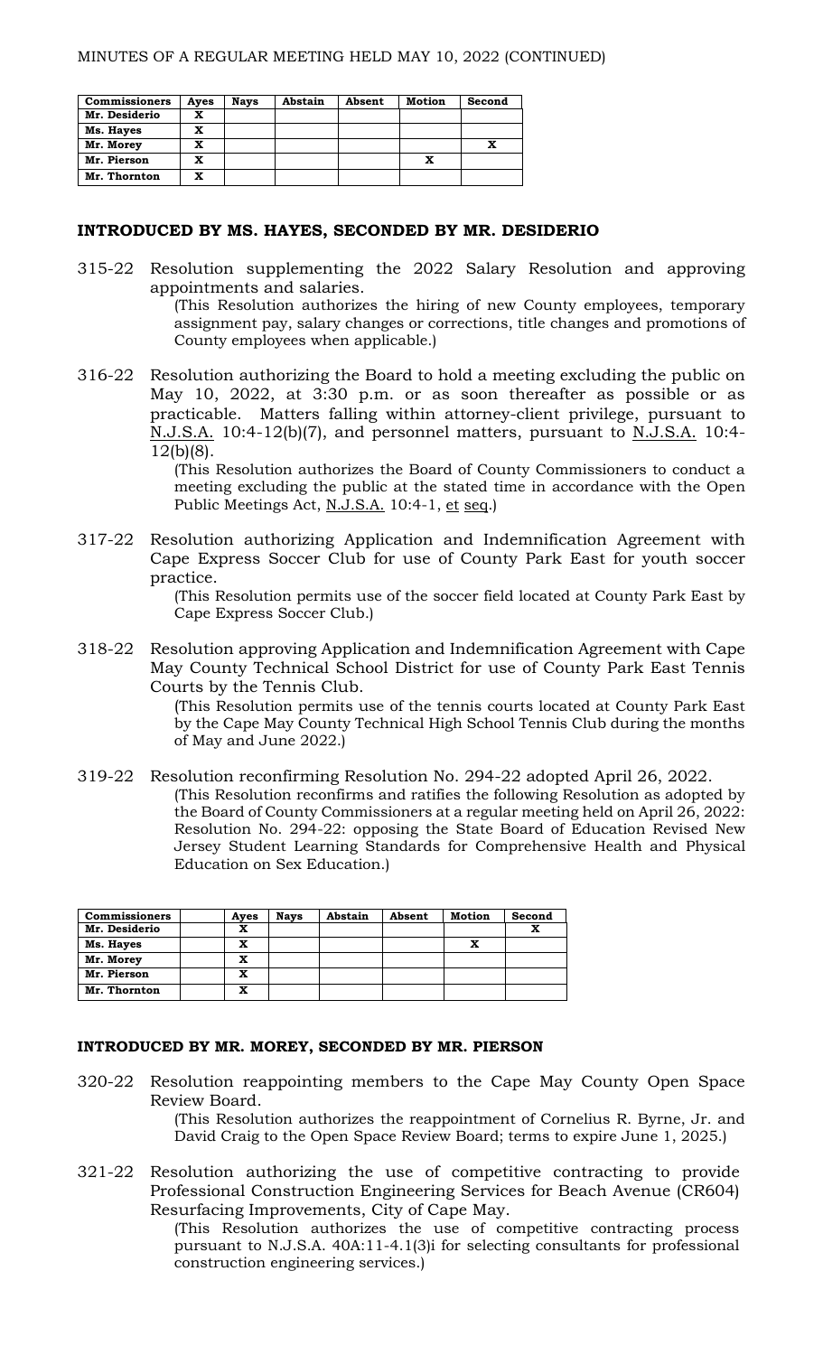MINUTES OF A REGULAR MEETING HELD MAY 10, 2022 (CONTINUED)

| Commissioners | Ayes | Nays | Abstain | Absent | Motion | Second |
|---|---|---|---|---|---|---|
| Mr. Desiderio | X | | | | | |
| Ms. Hayes | X | | | | | |
| Mr. Morey | X | | | | | X |
| Mr. Pierson | X | | | | X | |
| Mr. Thornton | X | | | | | |

**INTRODUCED BY MS. HAYES, SECONDED BY MR. DESIDERIO**

315-22 Resolution supplementing the 2022 Salary Resolution and approving appointments and salaries.
(This Resolution authorizes the hiring of new County employees, temporary assignment pay, salary changes or corrections, title changes and promotions of County employees when applicable.)

316-22 Resolution authorizing the Board to hold a meeting excluding the public on May 10, 2022, at 3:30 p.m. or as soon thereafter as possible or as practicable. Matters falling within attorney-client privilege, pursuant to N.J.S.A. 10:4-12(b)(7), and personnel matters, pursuant to N.J.S.A. 10:4-12(b)(8).
(This Resolution authorizes the Board of County Commissioners to conduct a meeting excluding the public at the stated time in accordance with the Open Public Meetings Act, N.J.S.A. 10:4-1, et seq.)

317-22 Resolution authorizing Application and Indemnification Agreement with Cape Express Soccer Club for use of County Park East for youth soccer practice.
(This Resolution permits use of the soccer field located at County Park East by Cape Express Soccer Club.)

318-22 Resolution approving Application and Indemnification Agreement with Cape May County Technical School District for use of County Park East Tennis Courts by the Tennis Club.
(This Resolution permits use of the tennis courts located at County Park East by the Cape May County Technical High School Tennis Club during the months of May and June 2022.)

319-22 Resolution reconfirming Resolution No. 294-22 adopted April 26, 2022.
(This Resolution reconfirms and ratifies the following Resolution as adopted by the Board of County Commissioners at a regular meeting held on April 26, 2022: Resolution No. 294-22: opposing the State Board of Education Revised New Jersey Student Learning Standards for Comprehensive Health and Physical Education on Sex Education.)

| Commissioners | | Ayes | Nays | Abstain | Absent | Motion | Second |
|---|---|---|---|---|---|---|---|
| Mr. Desiderio | | X | | | | | X |
| Ms. Hayes | | X | | | | X | |
| Mr. Morey | | X | | | | | |
| Mr. Pierson | | X | | | | | |
| Mr. Thornton | | X | | | | | |

**INTRODUCED BY MR. MOREY, SECONDED BY MR. PIERSON**

320-22 Resolution reappointing members to the Cape May County Open Space Review Board.
(This Resolution authorizes the reappointment of Cornelius R. Byrne, Jr. and David Craig to the Open Space Review Board; terms to expire June 1, 2025.)

321-22 Resolution authorizing the use of competitive contracting to provide Professional Construction Engineering Services for Beach Avenue (CR604) Resurfacing Improvements, City of Cape May.
(This Resolution authorizes the use of competitive contracting process pursuant to N.J.S.A. 40A:11-4.1(3)i for selecting consultants for professional construction engineering services.)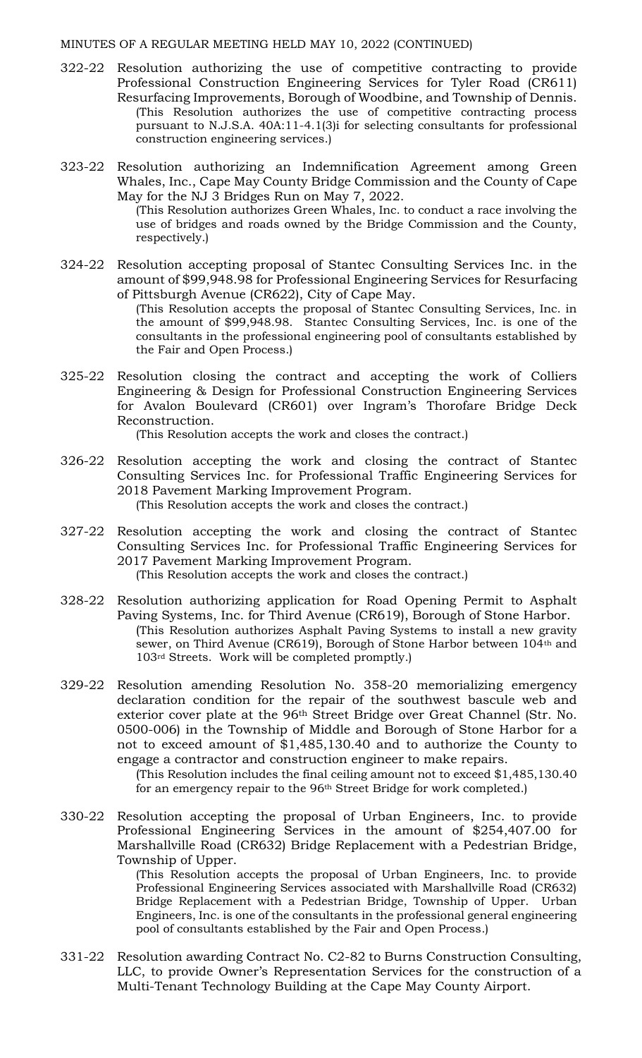MINUTES OF A REGULAR MEETING HELD MAY 10, 2022 (CONTINUED)

322-22 Resolution authorizing the use of competitive contracting to provide Professional Construction Engineering Services for Tyler Road (CR611) Resurfacing Improvements, Borough of Woodbine, and Township of Dennis.
(This Resolution authorizes the use of competitive contracting process pursuant to N.J.S.A. 40A:11-4.1(3)i for selecting consultants for professional construction engineering services.)

323-22 Resolution authorizing an Indemnification Agreement among Green Whales, Inc., Cape May County Bridge Commission and the County of Cape May for the NJ 3 Bridges Run on May 7, 2022.
(This Resolution authorizes Green Whales, Inc. to conduct a race involving the use of bridges and roads owned by the Bridge Commission and the County, respectively.)

324-22 Resolution accepting proposal of Stantec Consulting Services Inc. in the amount of $99,948.98 for Professional Engineering Services for Resurfacing of Pittsburgh Avenue (CR622), City of Cape May.
(This Resolution accepts the proposal of Stantec Consulting Services, Inc. in the amount of $99,948.98. Stantec Consulting Services, Inc. is one of the consultants in the professional engineering pool of consultants established by the Fair and Open Process.)

325-22 Resolution closing the contract and accepting the work of Colliers Engineering & Design for Professional Construction Engineering Services for Avalon Boulevard (CR601) over Ingram's Thorofare Bridge Deck Reconstruction.
(This Resolution accepts the work and closes the contract.)

326-22 Resolution accepting the work and closing the contract of Stantec Consulting Services Inc. for Professional Traffic Engineering Services for 2018 Pavement Marking Improvement Program.
(This Resolution accepts the work and closes the contract.)

327-22 Resolution accepting the work and closing the contract of Stantec Consulting Services Inc. for Professional Traffic Engineering Services for 2017 Pavement Marking Improvement Program.
(This Resolution accepts the work and closes the contract.)

328-22 Resolution authorizing application for Road Opening Permit to Asphalt Paving Systems, Inc. for Third Avenue (CR619), Borough of Stone Harbor.
(This Resolution authorizes Asphalt Paving Systems to install a new gravity sewer, on Third Avenue (CR619), Borough of Stone Harbor between 104th and 103rd Streets. Work will be completed promptly.)

329-22 Resolution amending Resolution No. 358-20 memorializing emergency declaration condition for the repair of the southwest bascule web and exterior cover plate at the 96th Street Bridge over Great Channel (Str. No. 0500-006) in the Township of Middle and Borough of Stone Harbor for a not to exceed amount of $1,485,130.40 and to authorize the County to engage a contractor and construction engineer to make repairs.
(This Resolution includes the final ceiling amount not to exceed $1,485,130.40 for an emergency repair to the 96th Street Bridge for work completed.)

330-22 Resolution accepting the proposal of Urban Engineers, Inc. to provide Professional Engineering Services in the amount of $254,407.00 for Marshallville Road (CR632) Bridge Replacement with a Pedestrian Bridge, Township of Upper.
(This Resolution accepts the proposal of Urban Engineers, Inc. to provide Professional Engineering Services associated with Marshallville Road (CR632) Bridge Replacement with a Pedestrian Bridge, Township of Upper. Urban Engineers, Inc. is one of the consultants in the professional general engineering pool of consultants established by the Fair and Open Process.)

331-22 Resolution awarding Contract No. C2-82 to Burns Construction Consulting, LLC, to provide Owner's Representation Services for the construction of a Multi-Tenant Technology Building at the Cape May County Airport.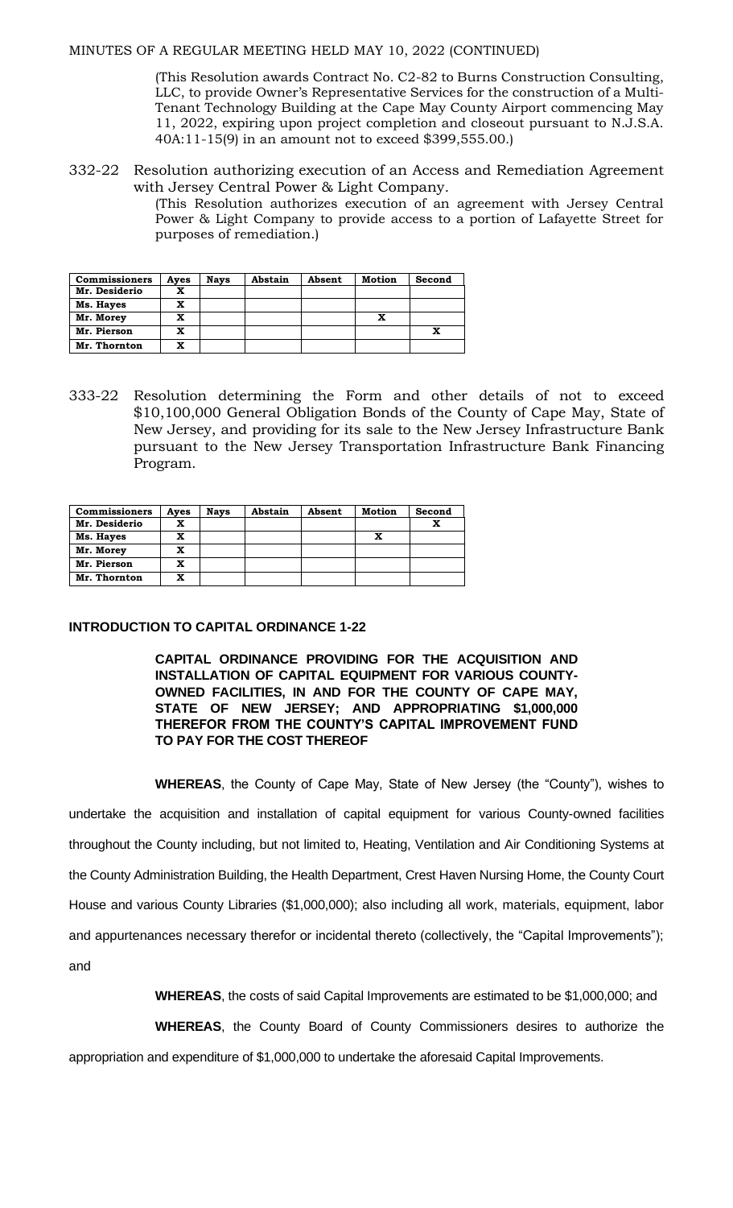MINUTES OF A REGULAR MEETING HELD MAY 10, 2022 (CONTINUED)

(This Resolution awards Contract No. C2-82 to Burns Construction Consulting, LLC, to provide Owner's Representative Services for the construction of a Multi-Tenant Technology Building at the Cape May County Airport commencing May 11, 2022, expiring upon project completion and closeout pursuant to N.J.S.A. 40A:11-15(9) in an amount not to exceed $399,555.00.)

332-22 Resolution authorizing execution of an Access and Remediation Agreement with Jersey Central Power & Light Company.

(This Resolution authorizes execution of an agreement with Jersey Central Power & Light Company to provide access to a portion of Lafayette Street for purposes of remediation.)

| Commissioners | Ayes | Nays | Abstain | Absent | Motion | Second |
|---|---|---|---|---|---|---|
| Mr. Desiderio | X | | | | | |
| Ms. Hayes | X | | | | | |
| Mr. Morey | X | | | | X | |
| Mr. Pierson | X | | | | | X |
| Mr. Thornton | X | | | | | |

333-22 Resolution determining the Form and other details of not to exceed $10,100,000 General Obligation Bonds of the County of Cape May, State of New Jersey, and providing for its sale to the New Jersey Infrastructure Bank pursuant to the New Jersey Transportation Infrastructure Bank Financing Program.

| Commissioners | Ayes | Nays | Abstain | Absent | Motion | Second |
|---|---|---|---|---|---|---|
| Mr. Desiderio | X | | | | | X |
| Ms. Hayes | X | | | | X | |
| Mr. Morey | X | | | | | |
| Mr. Pierson | X | | | | | |
| Mr. Thornton | X | | | | | |

**INTRODUCTION TO CAPITAL ORDINANCE 1-22**

**CAPITAL ORDINANCE PROVIDING FOR THE ACQUISITION AND INSTALLATION OF CAPITAL EQUIPMENT FOR VARIOUS COUNTY-OWNED FACILITIES, IN AND FOR THE COUNTY OF CAPE MAY, STATE OF NEW JERSEY; AND APPROPRIATING $1,000,000 THEREFOR FROM THE COUNTY'S CAPITAL IMPROVEMENT FUND TO PAY FOR THE COST THEREOF**

**WHEREAS**, the County of Cape May, State of New Jersey (the "County"), wishes to undertake the acquisition and installation of capital equipment for various County-owned facilities throughout the County including, but not limited to, Heating, Ventilation and Air Conditioning Systems at the County Administration Building, the Health Department, Crest Haven Nursing Home, the County Court House and various County Libraries ($1,000,000); also including all work, materials, equipment, labor and appurtenances necessary therefor or incidental thereto (collectively, the "Capital Improvements"); and

**WHEREAS**, the costs of said Capital Improvements are estimated to be $1,000,000; and

**WHEREAS**, the County Board of County Commissioners desires to authorize the appropriation and expenditure of $1,000,000 to undertake the aforesaid Capital Improvements.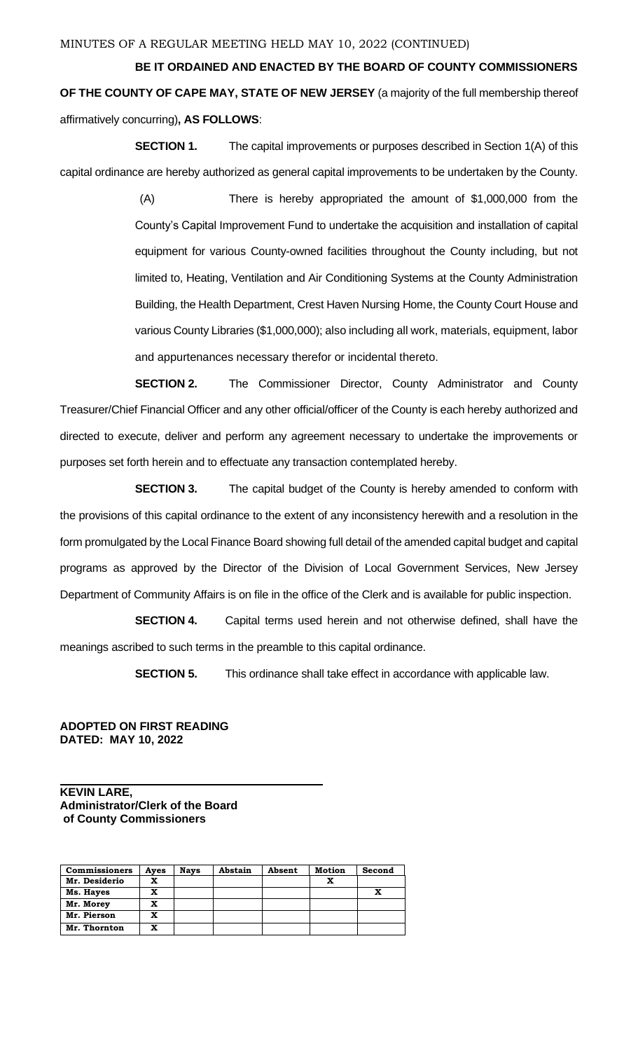MINUTES OF A REGULAR MEETING HELD MAY 10, 2022 (CONTINUED)

**BE IT ORDAINED AND ENACTED BY THE BOARD OF COUNTY COMMISSIONERS OF THE COUNTY OF CAPE MAY, STATE OF NEW JERSEY** (a majority of the full membership thereof affirmatively concurring)**, AS FOLLOWS**:

**SECTION 1.** The capital improvements or purposes described in Section 1(A) of this capital ordinance are hereby authorized as general capital improvements to be undertaken by the County.

(A) There is hereby appropriated the amount of $1,000,000 from the County's Capital Improvement Fund to undertake the acquisition and installation of capital equipment for various County-owned facilities throughout the County including, but not limited to, Heating, Ventilation and Air Conditioning Systems at the County Administration Building, the Health Department, Crest Haven Nursing Home, the County Court House and various County Libraries ($1,000,000); also including all work, materials, equipment, labor and appurtenances necessary therefor or incidental thereto.

**SECTION 2.** The Commissioner Director, County Administrator and County Treasurer/Chief Financial Officer and any other official/officer of the County is each hereby authorized and directed to execute, deliver and perform any agreement necessary to undertake the improvements or purposes set forth herein and to effectuate any transaction contemplated hereby.

**SECTION 3.** The capital budget of the County is hereby amended to conform with the provisions of this capital ordinance to the extent of any inconsistency herewith and a resolution in the form promulgated by the Local Finance Board showing full detail of the amended capital budget and capital programs as approved by the Director of the Division of Local Government Services, New Jersey Department of Community Affairs is on file in the office of the Clerk and is available for public inspection.

**SECTION 4.** Capital terms used herein and not otherwise defined, shall have the meanings ascribed to such terms in the preamble to this capital ordinance.

**SECTION 5.** This ordinance shall take effect in accordance with applicable law.

**ADOPTED ON FIRST READING**
**DATED: MAY 10, 2022**

**KEVIN LARE,**
**Administrator/Clerk of the Board of County Commissioners**

| Commissioners | Ayes | Nays | Abstain | Absent | Motion | Second |
|---|---|---|---|---|---|---|
| Mr. Desiderio | X | | | | X | |
| Ms. Hayes | X | | | | | X |
| Mr. Morey | X | | | | | |
| Mr. Pierson | X | | | | | |
| Mr. Thornton | X | | | | | |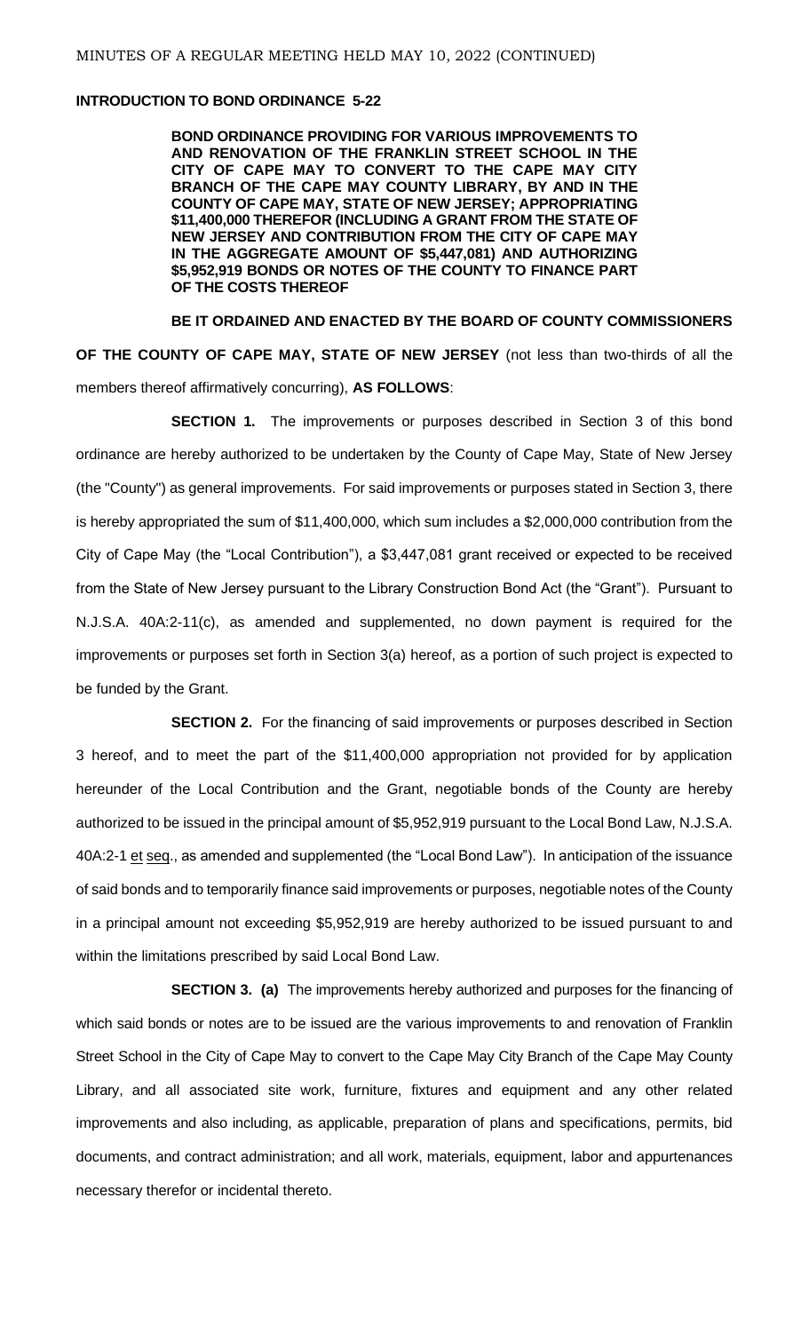**INTRODUCTION TO BOND ORDINANCE 5-22**

**BOND ORDINANCE PROVIDING FOR VARIOUS IMPROVEMENTS TO AND RENOVATION OF THE FRANKLIN STREET SCHOOL IN THE CITY OF CAPE MAY TO CONVERT TO THE CAPE MAY CITY BRANCH OF THE CAPE MAY COUNTY LIBRARY, BY AND IN THE COUNTY OF CAPE MAY, STATE OF NEW JERSEY; APPROPRIATING $11,400,000 THEREFOR (INCLUDING A GRANT FROM THE STATE OF NEW JERSEY AND CONTRIBUTION FROM THE CITY OF CAPE MAY IN THE AGGREGATE AMOUNT OF $5,447,081) AND AUTHORIZING $5,952,919 BONDS OR NOTES OF THE COUNTY TO FINANCE PART OF THE COSTS THEREOF**

**BE IT ORDAINED AND ENACTED BY THE BOARD OF COUNTY COMMISSIONERS OF THE COUNTY OF CAPE MAY, STATE OF NEW JERSEY** (not less than two-thirds of all the members thereof affirmatively concurring), **AS FOLLOWS**:

**SECTION 1.** The improvements or purposes described in Section 3 of this bond ordinance are hereby authorized to be undertaken by the County of Cape May, State of New Jersey (the "County") as general improvements. For said improvements or purposes stated in Section 3, there is hereby appropriated the sum of $11,400,000, which sum includes a $2,000,000 contribution from the City of Cape May (the "Local Contribution"), a $3,447,081 grant received or expected to be received from the State of New Jersey pursuant to the Library Construction Bond Act (the "Grant"). Pursuant to N.J.S.A. 40A:2-11(c), as amended and supplemented, no down payment is required for the improvements or purposes set forth in Section 3(a) hereof, as a portion of such project is expected to be funded by the Grant.

**SECTION 2.** For the financing of said improvements or purposes described in Section 3 hereof, and to meet the part of the $11,400,000 appropriation not provided for by application hereunder of the Local Contribution and the Grant, negotiable bonds of the County are hereby authorized to be issued in the principal amount of $5,952,919 pursuant to the Local Bond Law, N.J.S.A. 40A:2-1 et seq., as amended and supplemented (the "Local Bond Law"). In anticipation of the issuance of said bonds and to temporarily finance said improvements or purposes, negotiable notes of the County in a principal amount not exceeding $5,952,919 are hereby authorized to be issued pursuant to and within the limitations prescribed by said Local Bond Law.

**SECTION 3. (a)** The improvements hereby authorized and purposes for the financing of which said bonds or notes are to be issued are the various improvements to and renovation of Franklin Street School in the City of Cape May to convert to the Cape May City Branch of the Cape May County Library, and all associated site work, furniture, fixtures and equipment and any other related improvements and also including, as applicable, preparation of plans and specifications, permits, bid documents, and contract administration; and all work, materials, equipment, labor and appurtenances necessary therefor or incidental thereto.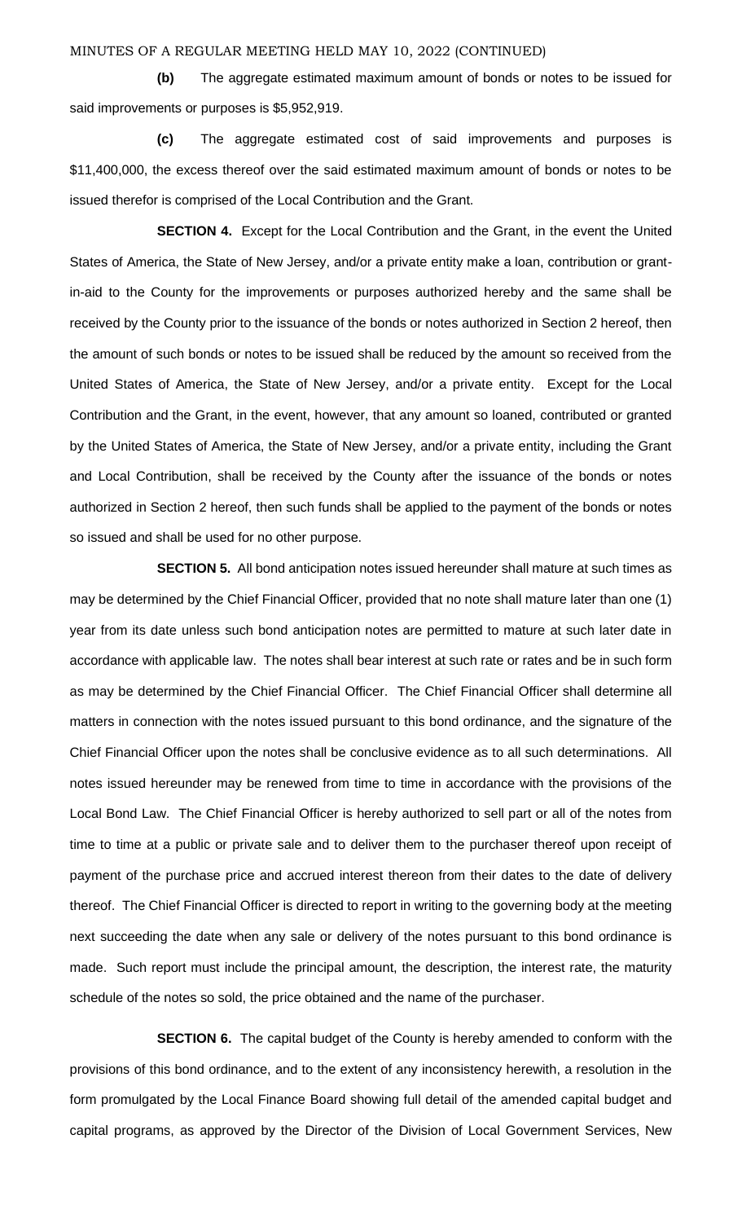**(b)** The aggregate estimated maximum amount of bonds or notes to be issued for said improvements or purposes is $5,952,919.

**(c)** The aggregate estimated cost of said improvements and purposes is $11,400,000, the excess thereof over the said estimated maximum amount of bonds or notes to be issued therefor is comprised of the Local Contribution and the Grant.

**SECTION 4.** Except for the Local Contribution and the Grant, in the event the United States of America, the State of New Jersey, and/or a private entity make a loan, contribution or grant-in-aid to the County for the improvements or purposes authorized hereby and the same shall be received by the County prior to the issuance of the bonds or notes authorized in Section 2 hereof, then the amount of such bonds or notes to be issued shall be reduced by the amount so received from the United States of America, the State of New Jersey, and/or a private entity. Except for the Local Contribution and the Grant, in the event, however, that any amount so loaned, contributed or granted by the United States of America, the State of New Jersey, and/or a private entity, including the Grant and Local Contribution, shall be received by the County after the issuance of the bonds or notes authorized in Section 2 hereof, then such funds shall be applied to the payment of the bonds or notes so issued and shall be used for no other purpose.

**SECTION 5.** All bond anticipation notes issued hereunder shall mature at such times as may be determined by the Chief Financial Officer, provided that no note shall mature later than one (1) year from its date unless such bond anticipation notes are permitted to mature at such later date in accordance with applicable law. The notes shall bear interest at such rate or rates and be in such form as may be determined by the Chief Financial Officer. The Chief Financial Officer shall determine all matters in connection with the notes issued pursuant to this bond ordinance, and the signature of the Chief Financial Officer upon the notes shall be conclusive evidence as to all such determinations. All notes issued hereunder may be renewed from time to time in accordance with the provisions of the Local Bond Law. The Chief Financial Officer is hereby authorized to sell part or all of the notes from time to time at a public or private sale and to deliver them to the purchaser thereof upon receipt of payment of the purchase price and accrued interest thereon from their dates to the date of delivery thereof. The Chief Financial Officer is directed to report in writing to the governing body at the meeting next succeeding the date when any sale or delivery of the notes pursuant to this bond ordinance is made. Such report must include the principal amount, the description, the interest rate, the maturity schedule of the notes so sold, the price obtained and the name of the purchaser.

**SECTION 6.** The capital budget of the County is hereby amended to conform with the provisions of this bond ordinance, and to the extent of any inconsistency herewith, a resolution in the form promulgated by the Local Finance Board showing full detail of the amended capital budget and capital programs, as approved by the Director of the Division of Local Government Services, New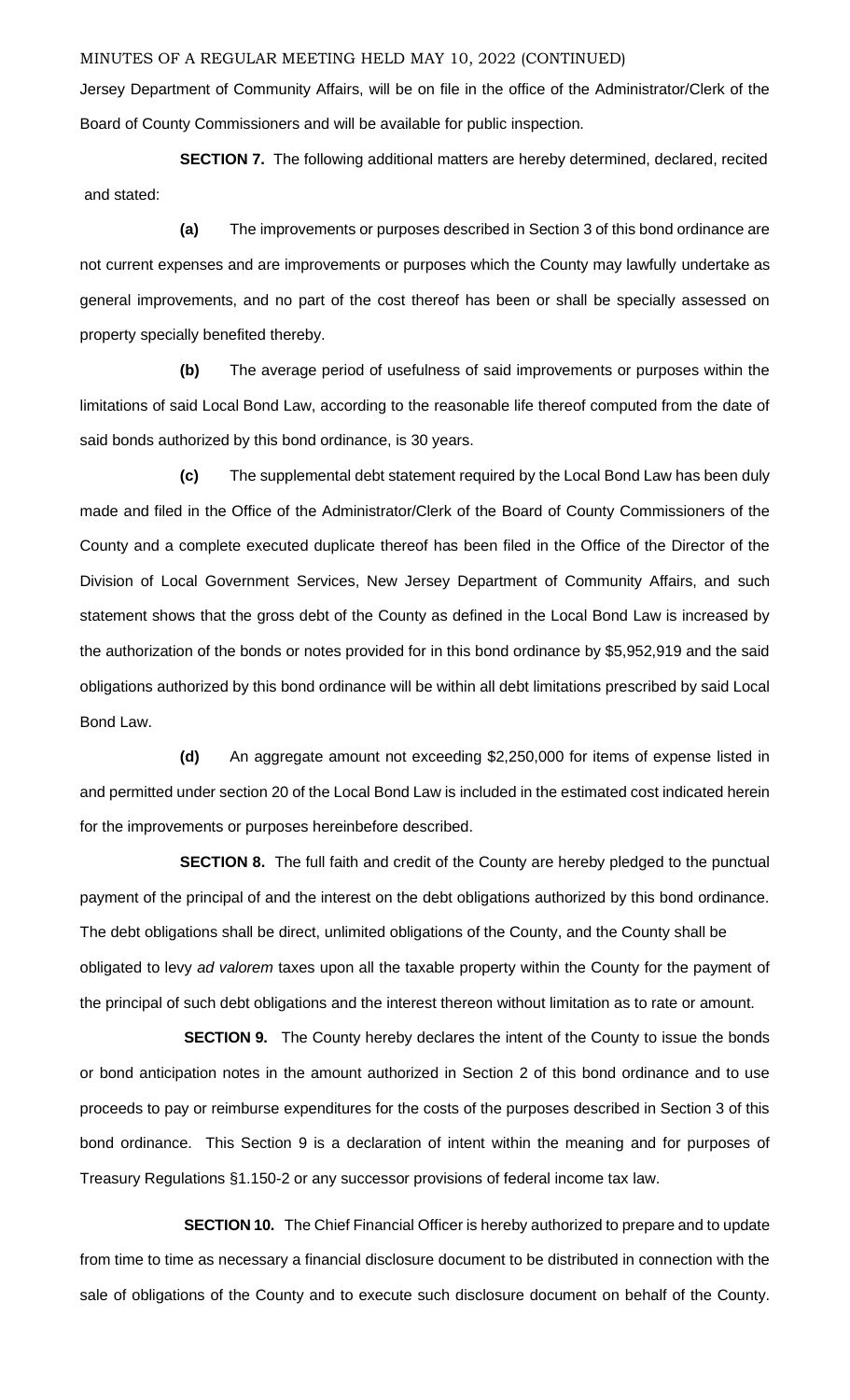Jersey Department of Community Affairs, will be on file in the office of the Administrator/Clerk of the Board of County Commissioners and will be available for public inspection.

**SECTION 7.** The following additional matters are hereby determined, declared, recited and stated:

**(a)** The improvements or purposes described in Section 3 of this bond ordinance are not current expenses and are improvements or purposes which the County may lawfully undertake as general improvements, and no part of the cost thereof has been or shall be specially assessed on property specially benefited thereby.

**(b)** The average period of usefulness of said improvements or purposes within the limitations of said Local Bond Law, according to the reasonable life thereof computed from the date of said bonds authorized by this bond ordinance, is 30 years.

**(c)** The supplemental debt statement required by the Local Bond Law has been duly made and filed in the Office of the Administrator/Clerk of the Board of County Commissioners of the County and a complete executed duplicate thereof has been filed in the Office of the Director of the Division of Local Government Services, New Jersey Department of Community Affairs, and such statement shows that the gross debt of the County as defined in the Local Bond Law is increased by the authorization of the bonds or notes provided for in this bond ordinance by $5,952,919 and the said obligations authorized by this bond ordinance will be within all debt limitations prescribed by said Local Bond Law.

**(d)** An aggregate amount not exceeding $2,250,000 for items of expense listed in and permitted under section 20 of the Local Bond Law is included in the estimated cost indicated herein for the improvements or purposes hereinbefore described.

**SECTION 8.** The full faith and credit of the County are hereby pledged to the punctual payment of the principal of and the interest on the debt obligations authorized by this bond ordinance. The debt obligations shall be direct, unlimited obligations of the County, and the County shall be obligated to levy *ad valorem* taxes upon all the taxable property within the County for the payment of the principal of such debt obligations and the interest thereon without limitation as to rate or amount.

**SECTION 9.** The County hereby declares the intent of the County to issue the bonds or bond anticipation notes in the amount authorized in Section 2 of this bond ordinance and to use proceeds to pay or reimburse expenditures for the costs of the purposes described in Section 3 of this bond ordinance. This Section 9 is a declaration of intent within the meaning and for purposes of Treasury Regulations §1.150-2 or any successor provisions of federal income tax law.

**SECTION 10.** The Chief Financial Officer is hereby authorized to prepare and to update from time to time as necessary a financial disclosure document to be distributed in connection with the sale of obligations of the County and to execute such disclosure document on behalf of the County.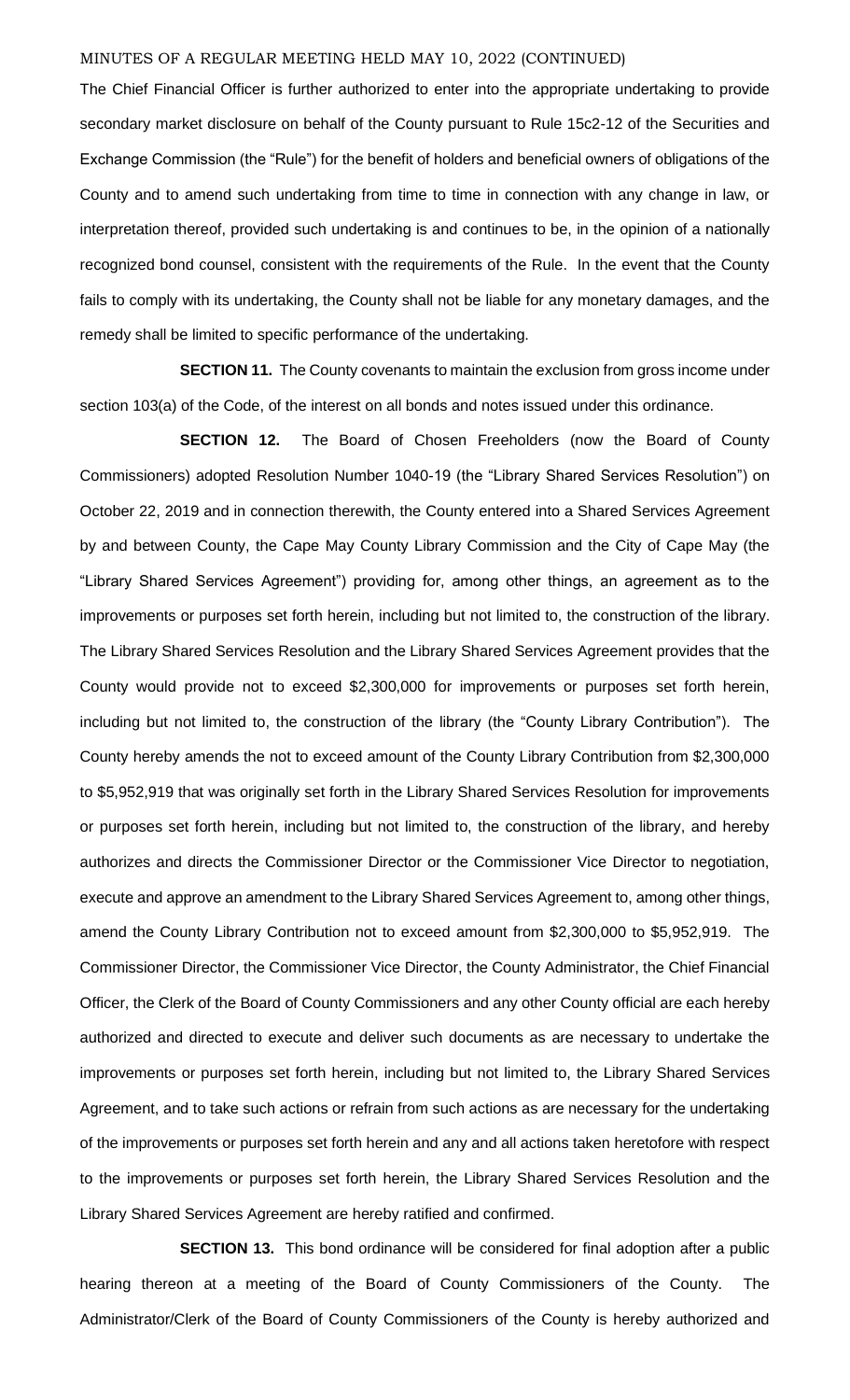The Chief Financial Officer is further authorized to enter into the appropriate undertaking to provide secondary market disclosure on behalf of the County pursuant to Rule 15c2-12 of the Securities and Exchange Commission (the "Rule") for the benefit of holders and beneficial owners of obligations of the County and to amend such undertaking from time to time in connection with any change in law, or interpretation thereof, provided such undertaking is and continues to be, in the opinion of a nationally recognized bond counsel, consistent with the requirements of the Rule. In the event that the County fails to comply with its undertaking, the County shall not be liable for any monetary damages, and the remedy shall be limited to specific performance of the undertaking.

**SECTION 11.** The County covenants to maintain the exclusion from gross income under section 103(a) of the Code, of the interest on all bonds and notes issued under this ordinance.

**SECTION 12.** The Board of Chosen Freeholders (now the Board of County Commissioners) adopted Resolution Number 1040-19 (the "Library Shared Services Resolution") on October 22, 2019 and in connection therewith, the County entered into a Shared Services Agreement by and between County, the Cape May County Library Commission and the City of Cape May (the "Library Shared Services Agreement") providing for, among other things, an agreement as to the improvements or purposes set forth herein, including but not limited to, the construction of the library. The Library Shared Services Resolution and the Library Shared Services Agreement provides that the County would provide not to exceed $2,300,000 for improvements or purposes set forth herein, including but not limited to, the construction of the library (the "County Library Contribution"). The County hereby amends the not to exceed amount of the County Library Contribution from $2,300,000 to $5,952,919 that was originally set forth in the Library Shared Services Resolution for improvements or purposes set forth herein, including but not limited to, the construction of the library, and hereby authorizes and directs the Commissioner Director or the Commissioner Vice Director to negotiation, execute and approve an amendment to the Library Shared Services Agreement to, among other things, amend the County Library Contribution not to exceed amount from $2,300,000 to $5,952,919. The Commissioner Director, the Commissioner Vice Director, the County Administrator, the Chief Financial Officer, the Clerk of the Board of County Commissioners and any other County official are each hereby authorized and directed to execute and deliver such documents as are necessary to undertake the improvements or purposes set forth herein, including but not limited to, the Library Shared Services Agreement, and to take such actions or refrain from such actions as are necessary for the undertaking of the improvements or purposes set forth herein and any and all actions taken heretofore with respect to the improvements or purposes set forth herein, the Library Shared Services Resolution and the Library Shared Services Agreement are hereby ratified and confirmed.

**SECTION 13.** This bond ordinance will be considered for final adoption after a public hearing thereon at a meeting of the Board of County Commissioners of the County. The Administrator/Clerk of the Board of County Commissioners of the County is hereby authorized and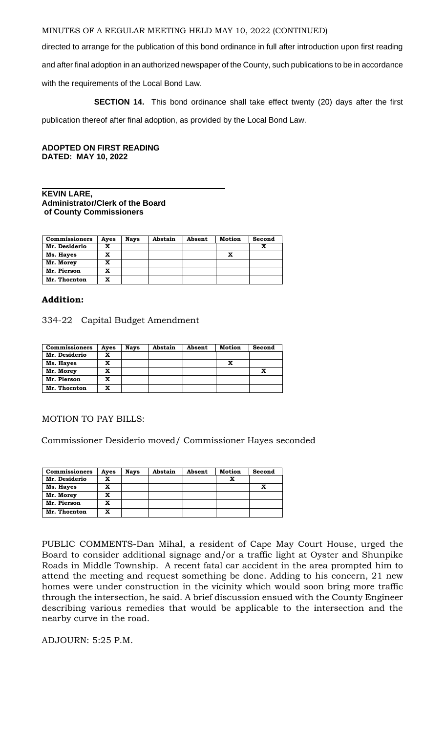MINUTES OF A REGULAR MEETING HELD MAY 10, 2022 (CONTINUED)

directed to arrange for the publication of this bond ordinance in full after introduction upon first reading and after final adoption in an authorized newspaper of the County, such publications to be in accordance with the requirements of the Local Bond Law.

**SECTION 14.** This bond ordinance shall take effect twenty (20) days after the first publication thereof after final adoption, as provided by the Local Bond Law.

**ADOPTED ON FIRST READING**
**DATED: MAY 10, 2022**

**KEVIN LARE,**
**Administrator/Clerk of the Board of County Commissioners**

| Commissioners | Ayes | Nays | Abstain | Absent | Motion | Second |
|---|---|---|---|---|---|---|
| Mr. Desiderio | X | | | | | X |
| Ms. Hayes | X | | | | X | |
| Mr. Morey | X | | | | | |
| Mr. Pierson | X | | | | | |
| Mr. Thornton | X | | | | | |

**Addition:**

334-22 Capital Budget Amendment

| Commissioners | Ayes | Nays | Abstain | Absent | Motion | Second |
|---|---|---|---|---|---|---|
| Mr. Desiderio | X | | | | | |
| Ms. Hayes | X | | | | X | |
| Mr. Morey | X | | | | | X |
| Mr. Pierson | X | | | | | |
| Mr. Thornton | X | | | | | |

MOTION TO PAY BILLS:

Commissioner Desiderio moved/ Commissioner Hayes seconded

| Commissioners | Ayes | Nays | Abstain | Absent | Motion | Second |
|---|---|---|---|---|---|---|
| Mr. Desiderio | X | | | | X | |
| Ms. Hayes | X | | | | | X |
| Mr. Morey | X | | | | | |
| Mr. Pierson | X | | | | | |
| Mr. Thornton | X | | | | | |

PUBLIC COMMENTS-Dan Mihal, a resident of Cape May Court House, urged the Board to consider additional signage and/or a traffic light at Oyster and Shunpike Roads in Middle Township. A recent fatal car accident in the area prompted him to attend the meeting and request something be done. Adding to his concern, 21 new homes were under construction in the vicinity which would soon bring more traffic through the intersection, he said. A brief discussion ensued with the County Engineer describing various remedies that would be applicable to the intersection and the nearby curve in the road.

ADJOURN: 5:25 P.M.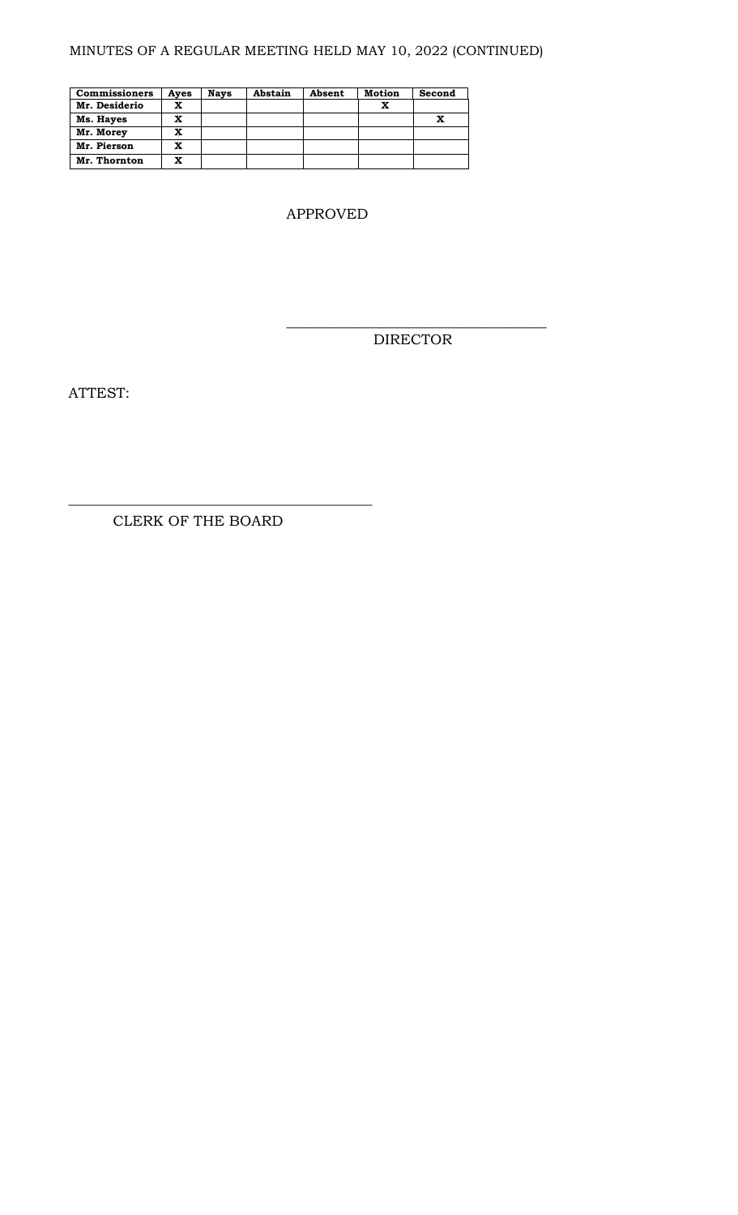MINUTES OF A REGULAR MEETING HELD MAY 10, 2022 (CONTINUED)

| Commissioners | Ayes | Nays | Abstain | Absent | Motion | Second |
|---|---|---|---|---|---|---|
| Mr. Desiderio | X | | | | X | |
| Ms. Hayes | X | | | | | X |
| Mr. Morey | X | | | | | |
| Mr. Pierson | X | | | | | |
| Mr. Thornton | X | | | | | |

APPROVED

\_\_\_\_\_\_\_\_\_\_\_\_\_\_\_\_\_\_\_\_\_\_\_\_\_\_\_\_\_\_\_\_\_\_\_\_

DIRECTOR

ATTEST:

\_\_\_\_\_\_\_\_\_\_\_\_\_\_\_\_\_\_\_\_\_\_\_\_\_\_\_\_\_\_\_\_\_\_\_\_\_\_\_\_\_\_

CLERK OF THE BOARD